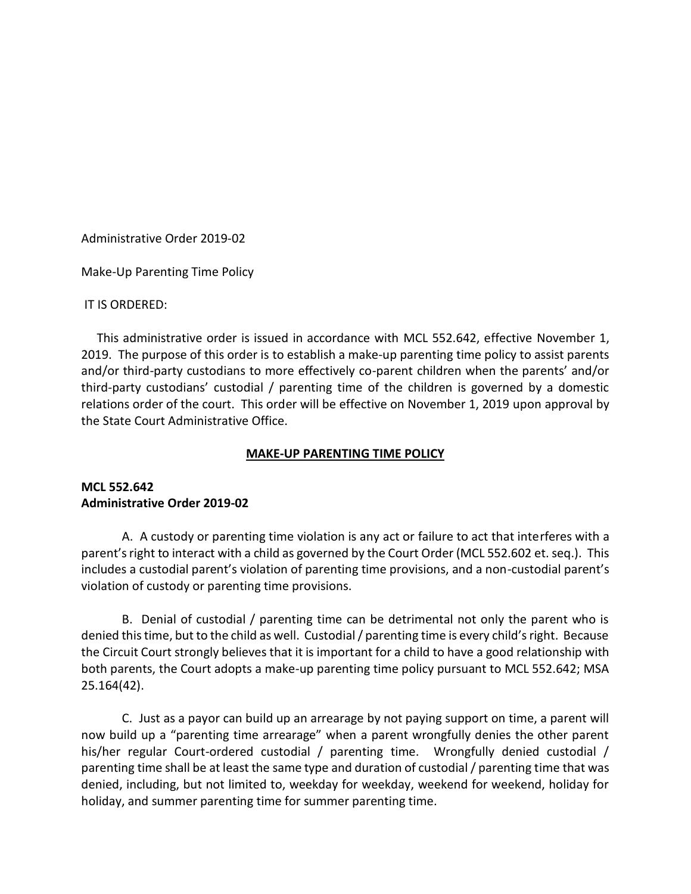Administrative Order 2019-02

Make-Up Parenting Time Policy

IT IS ORDERED:

This administrative order is issued in accordance with MCL 552.642, effective November 1, 2019. The purpose of this order is to establish a make-up parenting time policy to assist parents and/or third-party custodians to more effectively co-parent children when the parents' and/or third-party custodians' custodial / parenting time of the children is governed by a domestic relations order of the court. This order will be effective on November 1, 2019 upon approval by the State Court Administrative Office.

**MAKE-UP PARENTING TIME POLICY**

**MCL 552.642**
**Administrative Order 2019-02**

A. A custody or parenting time violation is any act or failure to act that interferes with a parent's right to interact with a child as governed by the Court Order (MCL 552.602 et. seq.). This includes a custodial parent's violation of parenting time provisions, and a non-custodial parent's violation of custody or parenting time provisions.

B. Denial of custodial / parenting time can be detrimental not only the parent who is denied this time, but to the child as well. Custodial / parenting time is every child's right. Because the Circuit Court strongly believes that it is important for a child to have a good relationship with both parents, the Court adopts a make-up parenting time policy pursuant to MCL 552.642; MSA 25.164(42).

C. Just as a payor can build up an arrearage by not paying support on time, a parent will now build up a "parenting time arrearage" when a parent wrongfully denies the other parent his/her regular Court-ordered custodial / parenting time. Wrongfully denied custodial / parenting time shall be at least the same type and duration of custodial / parenting time that was denied, including, but not limited to, weekday for weekday, weekend for weekend, holiday for holiday, and summer parenting time for summer parenting time.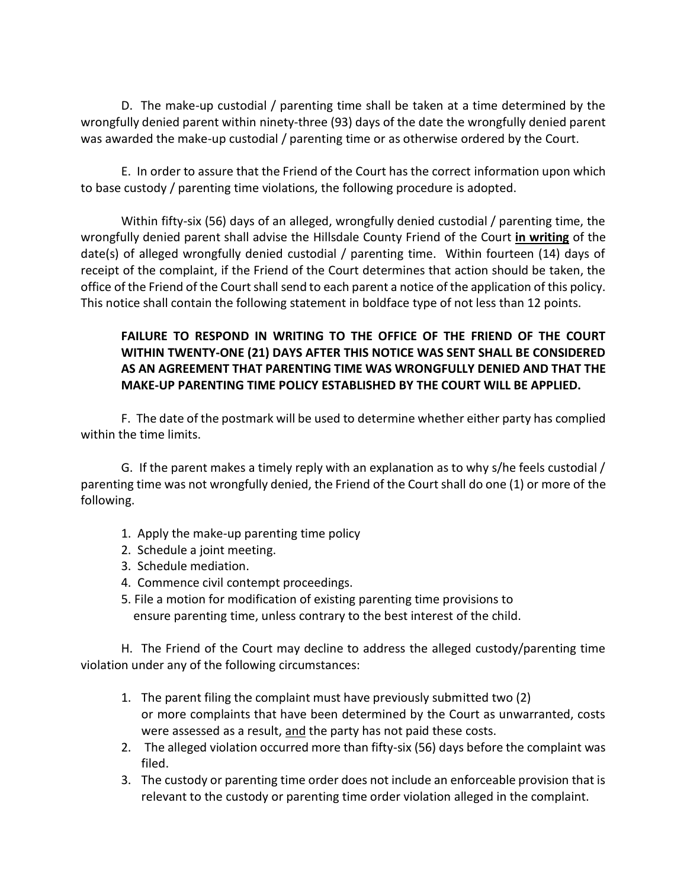D. The make-up custodial / parenting time shall be taken at a time determined by the wrongfully denied parent within ninety-three (93) days of the date the wrongfully denied parent was awarded the make-up custodial / parenting time or as otherwise ordered by the Court.

E. In order to assure that the Friend of the Court has the correct information upon which to base custody / parenting time violations, the following procedure is adopted.

Within fifty-six (56) days of an alleged, wrongfully denied custodial / parenting time, the wrongfully denied parent shall advise the Hillsdale County Friend of the Court **<u>in writing</u>** of the date(s) of alleged wrongfully denied custodial / parenting time. Within fourteen (14) days of receipt of the complaint, if the Friend of the Court determines that action should be taken, the office of the Friend of the Court shall send to each parent a notice of the application of this policy. This notice shall contain the following statement in boldface type of not less than 12 points.

> **FAILURE TO RESPOND IN WRITING TO THE OFFICE OF THE FRIEND OF THE COURT WITHIN TWENTY-ONE (21) DAYS AFTER THIS NOTICE WAS SENT SHALL BE CONSIDERED AS AN AGREEMENT THAT PARENTING TIME WAS WRONGFULLY DENIED AND THAT THE MAKE-UP PARENTING TIME POLICY ESTABLISHED BY THE COURT WILL BE APPLIED.**

F. The date of the postmark will be used to determine whether either party has complied within the time limits.

G. If the parent makes a timely reply with an explanation as to why s/he feels custodial / parenting time was not wrongfully denied, the Friend of the Court shall do one (1) or more of the following.

1. Apply the make-up parenting time policy
2. Schedule a joint meeting.
3. Schedule mediation.
4. Commence civil contempt proceedings.
5. File a motion for modification of existing parenting time provisions to ensure parenting time, unless contrary to the best interest of the child.

H. The Friend of the Court may decline to address the alleged custody/parenting time violation under any of the following circumstances:

1. The parent filing the complaint must have previously submitted two (2) or more complaints that have been determined by the Court as unwarranted, costs were assessed as a result, <u>and</u> the party has not paid these costs.
2. The alleged violation occurred more than fifty-six (56) days before the complaint was filed.
3. The custody or parenting time order does not include an enforceable provision that is relevant to the custody or parenting time order violation alleged in the complaint.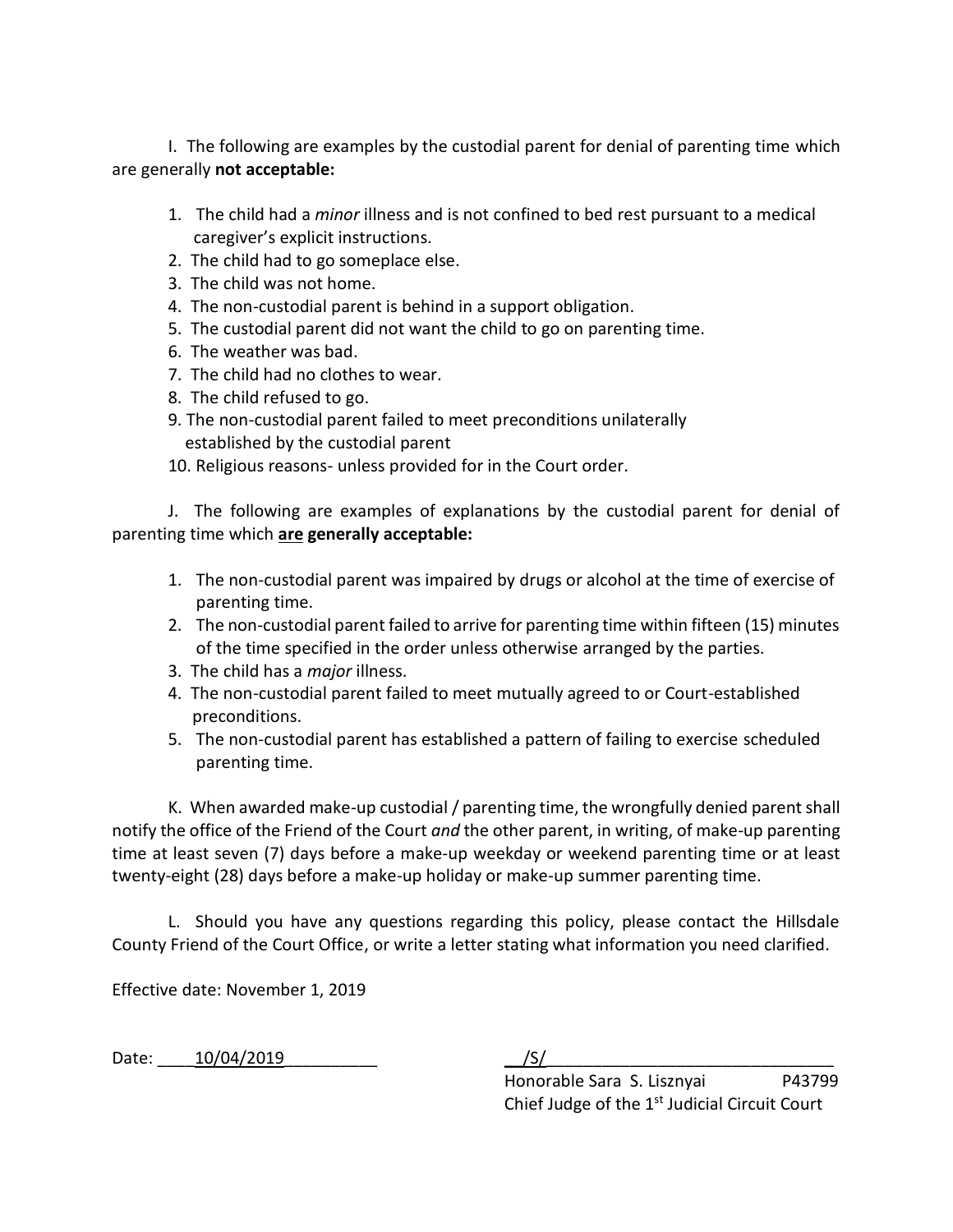I. The following are examples by the custodial parent for denial of parenting time which are generally **not acceptable:**

1. The child had a *minor* illness and is not confined to bed rest pursuant to a medical caregiver's explicit instructions.
2. The child had to go someplace else.
3. The child was not home.
4. The non-custodial parent is behind in a support obligation.
5. The custodial parent did not want the child to go on parenting time.
6. The weather was bad.
7. The child had no clothes to wear.
8. The child refused to go.
9. The non-custodial parent failed to meet preconditions unilaterally established by the custodial parent
10. Religious reasons- unless provided for in the Court order.

J. The following are examples of explanations by the custodial parent for denial of parenting time which **<u>are</u> generally acceptable:**

1. The non-custodial parent was impaired by drugs or alcohol at the time of exercise of parenting time.
2. The non-custodial parent failed to arrive for parenting time within fifteen (15) minutes of the time specified in the order unless otherwise arranged by the parties.
3. The child has a *major* illness.
4. The non-custodial parent failed to meet mutually agreed to or Court-established preconditions.
5. The non-custodial parent has established a pattern of failing to exercise scheduled parenting time.

K. When awarded make-up custodial / parenting time, the wrongfully denied parent shall notify the office of the Friend of the Court *and* the other parent, in writing, of make-up parenting time at least seven (7) days before a make-up weekday or weekend parenting time or at least twenty-eight (28) days before a make-up holiday or make-up summer parenting time.

L. Should you have any questions regarding this policy, please contact the Hillsdale County Friend of the Court Office, or write a letter stating what information you need clarified.

Effective date: November 1, 2019

Date: 10/04/2019

/S/

Honorable Sara S. Lisznyai P43799
Chief Judge of the 1st Judicial Circuit Court